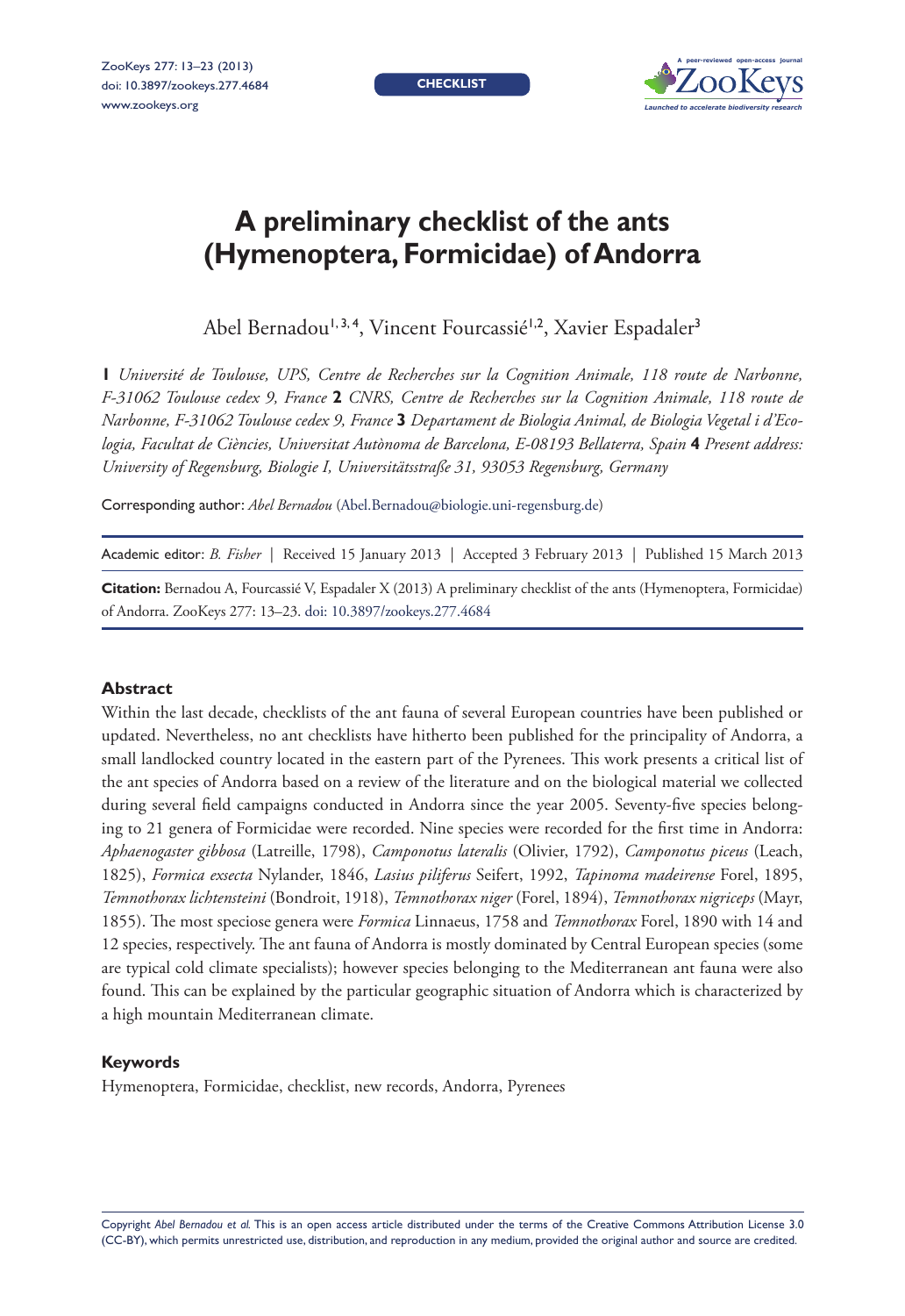CHECKLIST

# A preliminary checklist of the ants (Hymenoptera, Formicidae) of Andorra

Abel Bernadou[1,3,4], Vincent Fourcassié[1,2], Xavier Espadaler[3]

**1** *Université de Toulouse, UPS, Centre de Recherches sur la Cognition Animale, 118 route de Narbonne, F-31062 Toulouse cedex 9, France* **2** *CNRS, Centre de Recherches sur la Cognition Animale, 118 route de Narbonne, F-31062 Toulouse cedex 9, France* **3** *Departament de Biologia Animal, de Biologia Vegetal i d'Ecologia, Facultat de Ciències, Universitat Autònoma de Barcelona, E-08193 Bellaterra, Spain* **4** *Present address: University of Regensburg, Biologie I, Universitätsstraße 31, 93053 Regensburg, Germany*

Corresponding author: *Abel Bernadou* (Abel.Bernadou@biologie.uni-regensburg.de)

Academic editor: *B. Fisher* | Received 15 January 2013 | Accepted 3 February 2013 | Published 15 March 2013

**Citation:** Bernadou A, Fourcassié V, Espadaler X (2013) A preliminary checklist of the ants (Hymenoptera, Formicidae) of Andorra. ZooKeys 277: 13–23. doi: 10.3897/zookeys.277.4684

## Abstract

Within the last decade, checklists of the ant fauna of several European countries have been published or updated. Nevertheless, no ant checklists have hitherto been published for the principality of Andorra, a small landlocked country located in the eastern part of the Pyrenees. This work presents a critical list of the ant species of Andorra based on a review of the literature and on the biological material we collected during several field campaigns conducted in Andorra since the year 2005. Seventy-five species belonging to 21 genera of Formicidae were recorded. Nine species were recorded for the first time in Andorra: *Aphaenogaster gibbosa* (Latreille, 1798), *Camponotus lateralis* (Olivier, 1792), *Camponotus piceus* (Leach, 1825), *Formica exsecta* Nylander, 1846, *Lasius piliferus* Seifert, 1992, *Tapinoma madeirense* Forel, 1895, *Temnothorax lichtensteini* (Bondroit, 1918), *Temnothorax niger* (Forel, 1894), *Temnothorax nigriceps* (Mayr, 1855). The most speciose genera were *Formica* Linnaeus, 1758 and *Temnothorax* Forel, 1890 with 14 and 12 species, respectively. The ant fauna of Andorra is mostly dominated by Central European species (some are typical cold climate specialists); however species belonging to the Mediterranean ant fauna were also found. This can be explained by the particular geographic situation of Andorra which is characterized by a high mountain Mediterranean climate.

## Keywords

Hymenoptera, Formicidae, checklist, new records, Andorra, Pyrenees

Copyright *Abel Bernadou et al.* This is an open access article distributed under the terms of the Creative Commons Attribution License 3.0 (CC-BY), which permits unrestricted use, distribution, and reproduction in any medium, provided the original author and source are credited.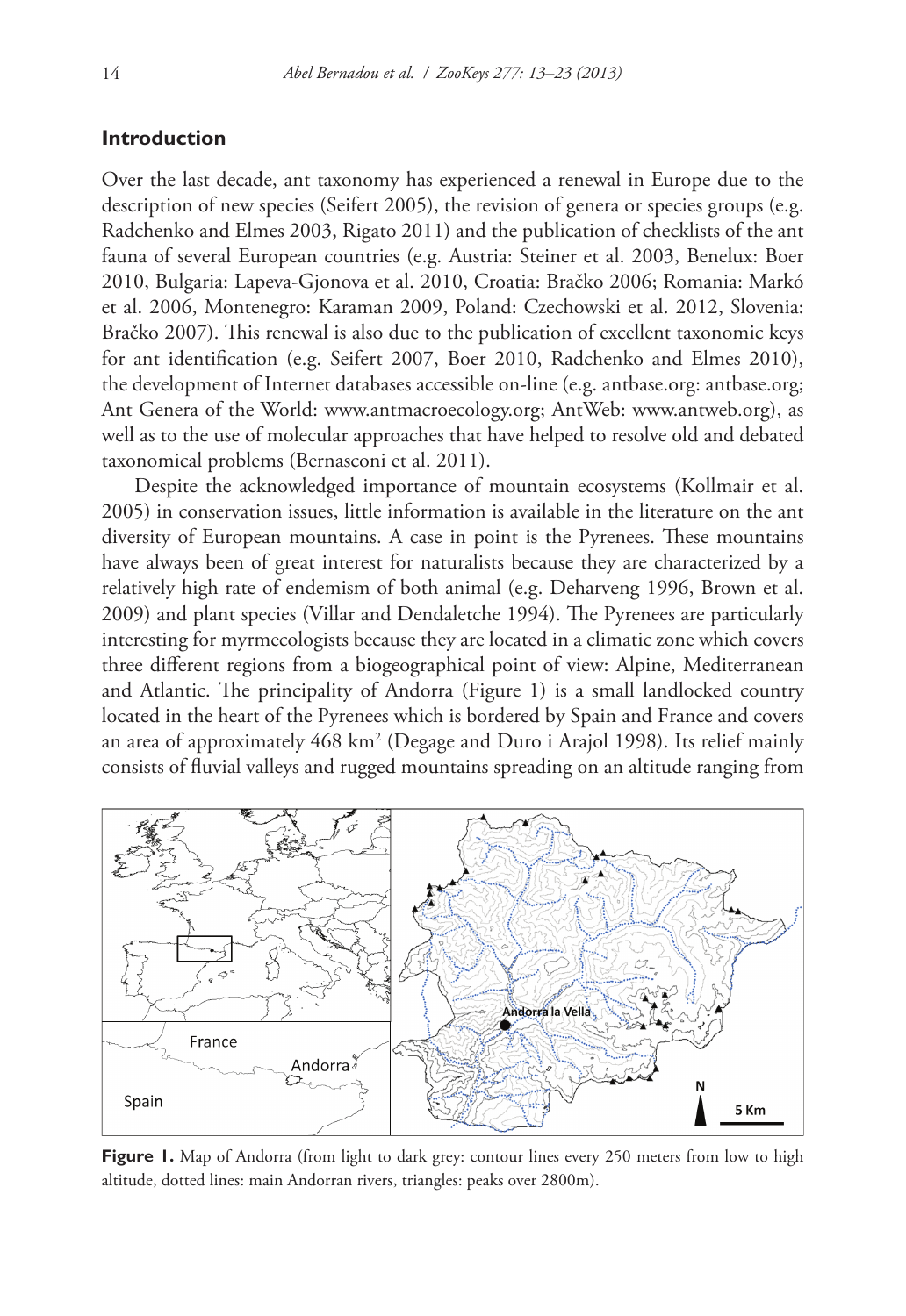## Introduction

Over the last decade, ant taxonomy has experienced a renewal in Europe due to the description of new species (Seifert 2005), the revision of genera or species groups (e.g. Radchenko and Elmes 2003, Rigato 2011) and the publication of checklists of the ant fauna of several European countries (e.g. Austria: Steiner et al. 2003, Benelux: Boer 2010, Bulgaria: Lapeva-Gjonova et al. 2010, Croatia: Bračko 2006; Romania: Markó et al. 2006, Montenegro: Karaman 2009, Poland: Czechowski et al. 2012, Slovenia: Bračko 2007). This renewal is also due to the publication of excellent taxonomic keys for ant identification (e.g. Seifert 2007, Boer 2010, Radchenko and Elmes 2010), the development of Internet databases accessible on-line (e.g. antbase.org: antbase.org; Ant Genera of the World: www.antmacroecology.org; AntWeb: www.antweb.org), as well as to the use of molecular approaches that have helped to resolve old and debated taxonomical problems (Bernasconi et al. 2011).

Despite the acknowledged importance of mountain ecosystems (Kollmair et al. 2005) in conservation issues, little information is available in the literature on the ant diversity of European mountains. A case in point is the Pyrenees. These mountains have always been of great interest for naturalists because they are characterized by a relatively high rate of endemism of both animal (e.g. Deharveng 1996, Brown et al. 2009) and plant species (Villar and Dendaletche 1994). The Pyrenees are particularly interesting for myrmecologists because they are located in a climatic zone which covers three different regions from a biogeographical point of view: Alpine, Mediterranean and Atlantic. The principality of Andorra (Figure 1) is a small landlocked country located in the heart of the Pyrenees which is bordered by Spain and France and covers an area of approximately 468 km$^2$ (Degage and Duro i Arajol 1998). Its relief mainly consists of fluvial valleys and rugged mountains spreading on an altitude ranging from

**Figure 1.** Map of Andorra (from light to dark grey: contour lines every 250 meters from low to high altitude, dotted lines: main Andorran rivers, triangles: peaks over 2800m).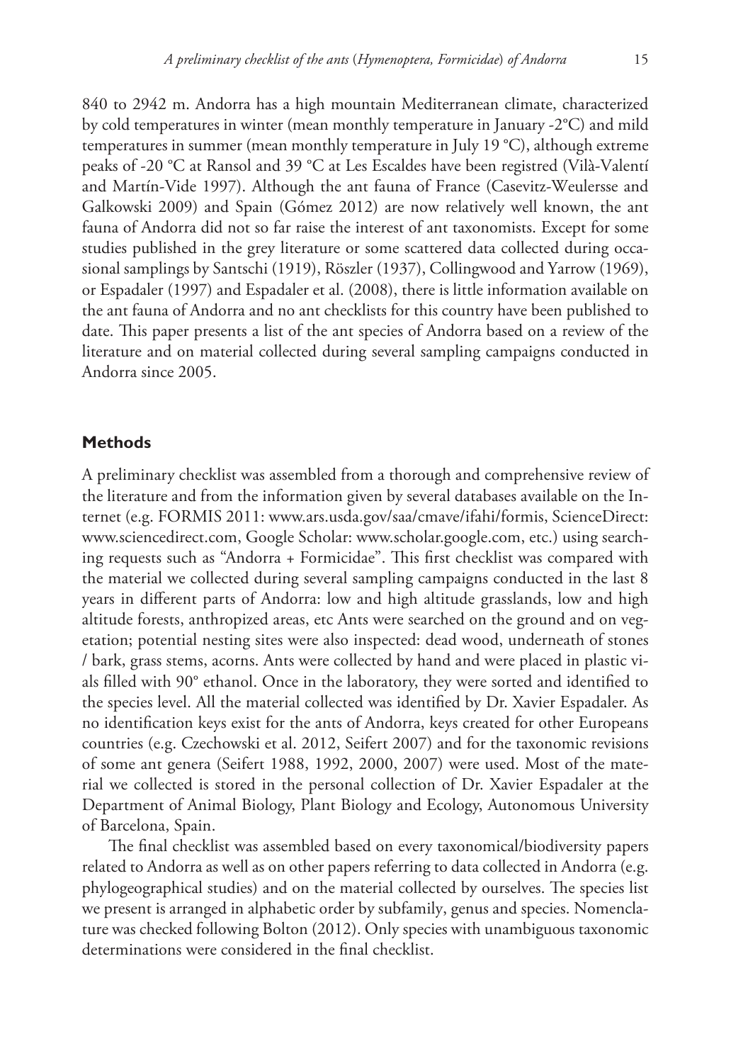840 to 2942 m. Andorra has a high mountain Mediterranean climate, characterized by cold temperatures in winter (mean monthly temperature in January -2°C) and mild temperatures in summer (mean monthly temperature in July 19 °C), although extreme peaks of -20 °C at Ransol and 39 °C at Les Escaldes have been registred (Vilà-Valentí and Martín-Vide 1997). Although the ant fauna of France (Casevitz-Weulersse and Galkowski 2009) and Spain (Gómez 2012) are now relatively well known, the ant fauna of Andorra did not so far raise the interest of ant taxonomists. Except for some studies published in the grey literature or some scattered data collected during occasional samplings by Santschi (1919), Röszler (1937), Collingwood and Yarrow (1969), or Espadaler (1997) and Espadaler et al. (2008), there is little information available on the ant fauna of Andorra and no ant checklists for this country have been published to date. This paper presents a list of the ant species of Andorra based on a review of the literature and on material collected during several sampling campaigns conducted in Andorra since 2005.

## Methods

A preliminary checklist was assembled from a thorough and comprehensive review of the literature and from the information given by several databases available on the Internet (e.g. FORMIS 2011: www.ars.usda.gov/saa/cmave/ifahi/formis, ScienceDirect: www.sciencedirect.com, Google Scholar: www.scholar.google.com, etc.) using searching requests such as "Andorra + Formicidae". This first checklist was compared with the material we collected during several sampling campaigns conducted in the last 8 years in different parts of Andorra: low and high altitude grasslands, low and high altitude forests, anthropized areas, etc Ants were searched on the ground and on vegetation; potential nesting sites were also inspected: dead wood, underneath of stones / bark, grass stems, acorns. Ants were collected by hand and were placed in plastic vials filled with 90° ethanol. Once in the laboratory, they were sorted and identified to the species level. All the material collected was identified by Dr. Xavier Espadaler. As no identification keys exist for the ants of Andorra, keys created for other Europeans countries (e.g. Czechowski et al. 2012, Seifert 2007) and for the taxonomic revisions of some ant genera (Seifert 1988, 1992, 2000, 2007) were used. Most of the material we collected is stored in the personal collection of Dr. Xavier Espadaler at the Department of Animal Biology, Plant Biology and Ecology, Autonomous University of Barcelona, Spain.

The final checklist was assembled based on every taxonomical/biodiversity papers related to Andorra as well as on other papers referring to data collected in Andorra (e.g. phylogeographical studies) and on the material collected by ourselves. The species list we present is arranged in alphabetic order by subfamily, genus and species. Nomenclature was checked following Bolton (2012). Only species with unambiguous taxonomic determinations were considered in the final checklist.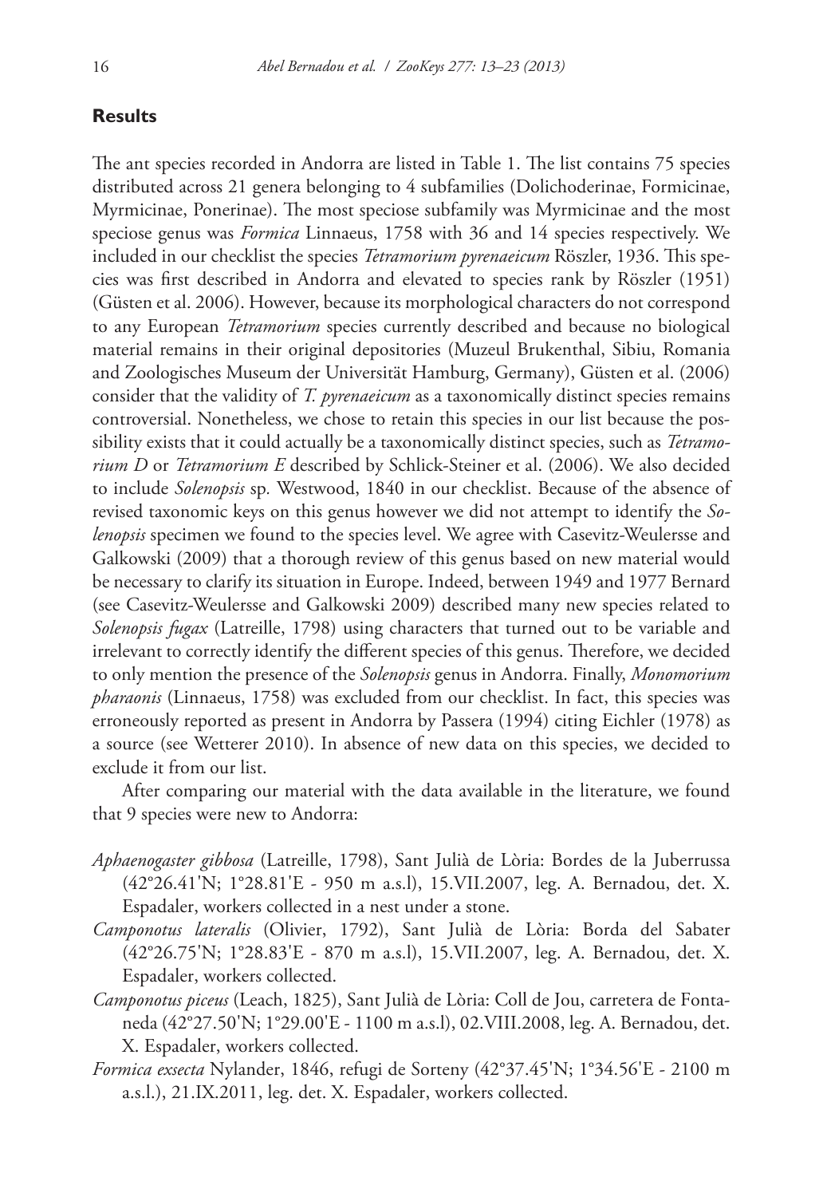## Results

The ant species recorded in Andorra are listed in Table 1. The list contains 75 species distributed across 21 genera belonging to 4 subfamilies (Dolichoderinae, Formicinae, Myrmicinae, Ponerinae). The most speciose subfamily was Myrmicinae and the most speciose genus was *Formica* Linnaeus, 1758 with 36 and 14 species respectively. We included in our checklist the species *Tetramorium pyrenaeicum* Röszler, 1936. This species was first described in Andorra and elevated to species rank by Röszler (1951) (Güsten et al. 2006). However, because its morphological characters do not correspond to any European *Tetramorium* species currently described and because no biological material remains in their original depositories (Muzeul Brukenthal, Sibiu, Romania and Zoologisches Museum der Universität Hamburg, Germany), Güsten et al. (2006) consider that the validity of *T. pyrenaeicum* as a taxonomically distinct species remains controversial. Nonetheless, we chose to retain this species in our list because the possibility exists that it could actually be a taxonomically distinct species, such as *Tetramorium D* or *Tetramorium E* described by Schlick-Steiner et al. (2006). We also decided to include *Solenopsis* sp. Westwood, 1840 in our checklist. Because of the absence of revised taxonomic keys on this genus however we did not attempt to identify the *Solenopsis* specimen we found to the species level. We agree with Casevitz-Weulersse and Galkowski (2009) that a thorough review of this genus based on new material would be necessary to clarify its situation in Europe. Indeed, between 1949 and 1977 Bernard (see Casevitz-Weulersse and Galkowski 2009) described many new species related to *Solenopsis fugax* (Latreille, 1798) using characters that turned out to be variable and irrelevant to correctly identify the different species of this genus. Therefore, we decided to only mention the presence of the *Solenopsis* genus in Andorra. Finally, *Monomorium pharaonis* (Linnaeus, 1758) was excluded from our checklist. In fact, this species was erroneously reported as present in Andorra by Passera (1994) citing Eichler (1978) as a source (see Wetterer 2010). In absence of new data on this species, we decided to exclude it from our list.

After comparing our material with the data available in the literature, we found that 9 species were new to Andorra:

*Aphaenogaster gibbosa* (Latreille, 1798), Sant Julià de Lòria: Bordes de la Juberrussa (42°26.41'N; 1°28.81'E - 950 m a.s.l), 15.VII.2007, leg. A. Bernadou, det. X. Espadaler, workers collected in a nest under a stone.

*Camponotus lateralis* (Olivier, 1792), Sant Julià de Lòria: Borda del Sabater (42°26.75'N; 1°28.83'E - 870 m a.s.l), 15.VII.2007, leg. A. Bernadou, det. X. Espadaler, workers collected.

*Camponotus piceus* (Leach, 1825), Sant Julià de Lòria: Coll de Jou, carretera de Fontaneda (42°27.50'N; 1°29.00'E - 1100 m a.s.l), 02.VIII.2008, leg. A. Bernadou, det. X. Espadaler, workers collected.

*Formica exsecta* Nylander, 1846, refugi de Sorteny (42°37.45'N; 1°34.56'E - 2100 m a.s.l.), 21.IX.2011, leg. det. X. Espadaler, workers collected.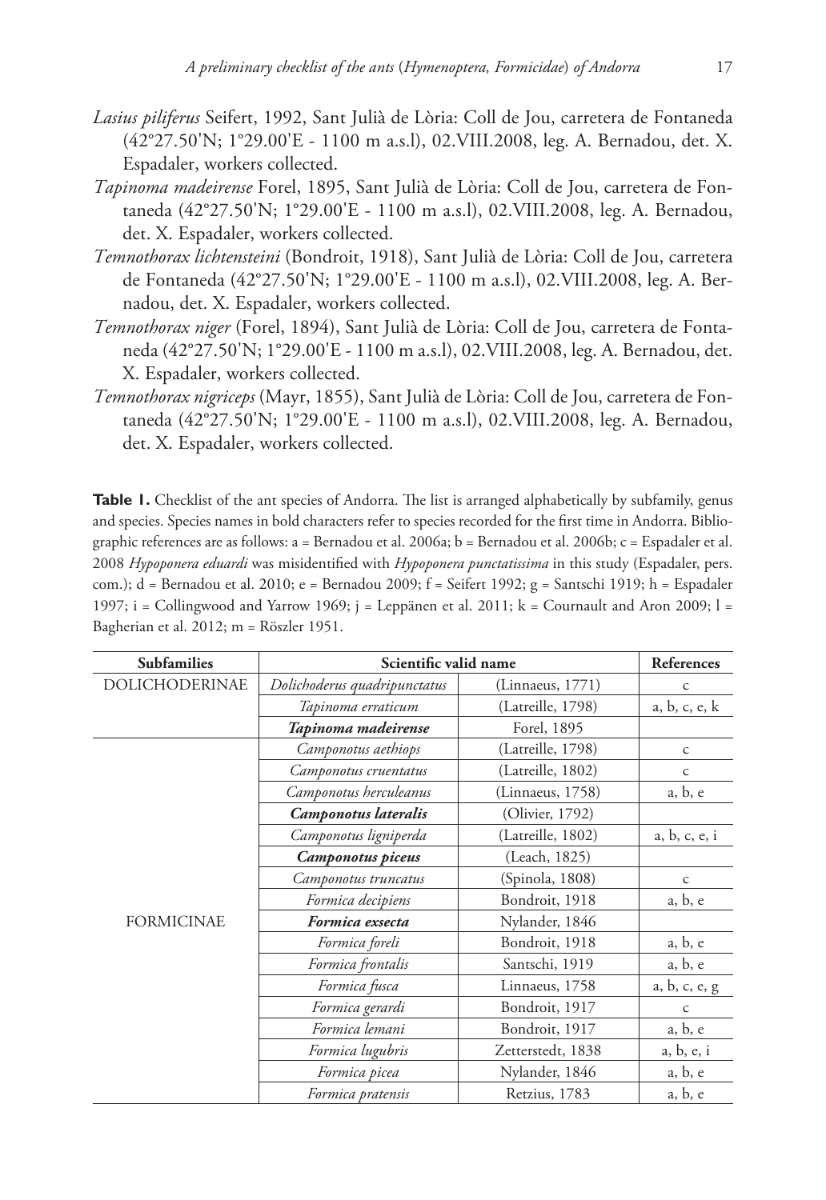*Lasius piliferus* Seifert, 1992, Sant Julià de Lòria: Coll de Jou, carretera de Fontaneda (42°27.50'N; 1°29.00'E - 1100 m a.s.l), 02.VIII.2008, leg. A. Bernadou, det. X. Espadaler, workers collected.

*Tapinoma madeirense* Forel, 1895, Sant Julià de Lòria: Coll de Jou, carretera de Fontaneda (42°27.50'N; 1°29.00'E - 1100 m a.s.l), 02.VIII.2008, leg. A. Bernadou, det. X. Espadaler, workers collected.

*Temnothorax lichtensteini* (Bondroit, 1918), Sant Julià de Lòria: Coll de Jou, carretera de Fontaneda (42°27.50'N; 1°29.00'E - 1100 m a.s.l), 02.VIII.2008, leg. A. Bernadou, det. X. Espadaler, workers collected.

*Temnothorax niger* (Forel, 1894), Sant Julià de Lòria: Coll de Jou, carretera de Fontaneda (42°27.50'N; 1°29.00'E - 1100 m a.s.l), 02.VIII.2008, leg. A. Bernadou, det. X. Espadaler, workers collected.

*Temnothorax nigriceps* (Mayr, 1855), Sant Julià de Lòria: Coll de Jou, carretera de Fontaneda (42°27.50'N; 1°29.00'E - 1100 m a.s.l), 02.VIII.2008, leg. A. Bernadou, det. X. Espadaler, workers collected.

**Table 1.** Checklist of the ant species of Andorra. The list is arranged alphabetically by subfamily, genus and species. Species names in bold characters refer to species recorded for the first time in Andorra. Bibliographic references are as follows: a = Bernadou et al. 2006a; b = Bernadou et al. 2006b; c = Espadaler et al. 2008 *Hypoponera eduardi* was misidentified with *Hypoponera punctatissima* in this study (Espadaler, pers. com.); d = Bernadou et al. 2010; e = Bernadou 2009; f = Seifert 1992; g = Santschi 1919; h = Espadaler 1997; i = Collingwood and Yarrow 1969; j = Leppänen et al. 2011; k = Cournault and Aron 2009; l = Bagherian et al. 2012; m = Röszler 1951.

| Subfamilies | Scientific valid name | | References |
|---|---|---|---|
| DOLICHODERINAE | *Dolichoderus quadripunctatus* | (Linnaeus, 1771) | c |
| | *Tapinoma erraticum* | (Latreille, 1798) | a, b, c, e, k |
| | ***Tapinoma madeirense*** | Forel, 1895 | |
| FORMICINAE | *Camponotus aethiops* | (Latreille, 1798) | c |
| | *Camponotus cruentatus* | (Latreille, 1802) | c |
| | *Camponotus herculeanus* | (Linnaeus, 1758) | a, b, e |
| | ***Camponotus lateralis*** | (Olivier, 1792) | |
| | *Camponotus ligniperda* | (Latreille, 1802) | a, b, c, e, i |
| | ***Camponotus piceus*** | (Leach, 1825) | |
| | *Camponotus truncatus* | (Spinola, 1808) | c |
| | *Formica decipiens* | Bondroit, 1918 | a, b, e |
| | ***Formica exsecta*** | Nylander, 1846 | |
| | *Formica foreli* | Bondroit, 1918 | a, b, e |
| | *Formica frontalis* | Santschi, 1919 | a, b, e |
| | *Formica fusca* | Linnaeus, 1758 | a, b, c, e, g |
| | *Formica gerardi* | Bondroit, 1917 | c |
| | *Formica lemani* | Bondroit, 1917 | a, b, e |
| | *Formica lugubris* | Zetterstedt, 1838 | a, b, e, i |
| | *Formica picea* | Nylander, 1846 | a, b, e |
| | *Formica pratensis* | Retzius, 1783 | a, b, e |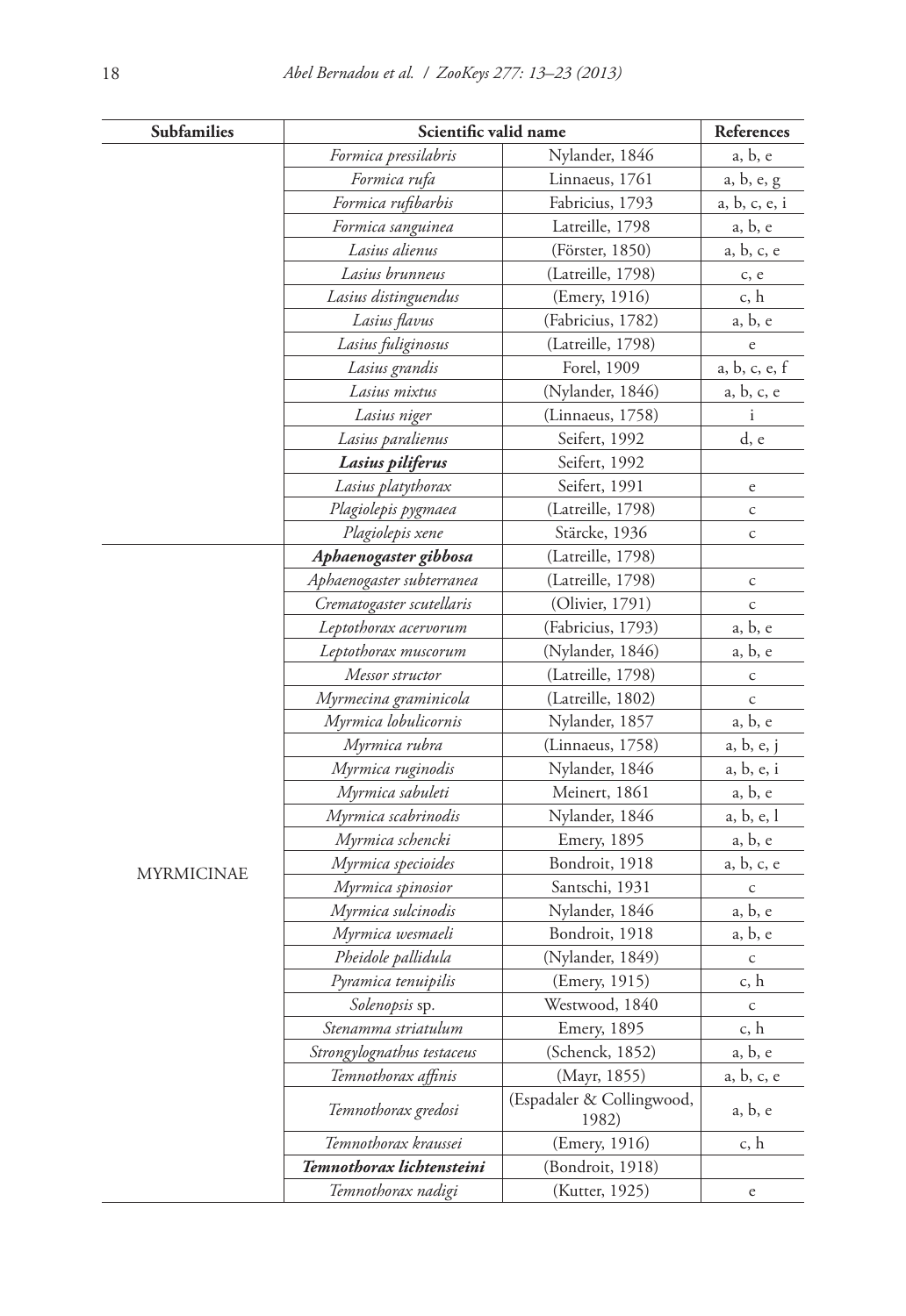| Subfamilies | Scientific valid name | | References |
|---|---|---|---|
| | *Formica pressilabris* | Nylander, 1846 | a, b, e |
| | *Formica rufa* | Linnaeus, 1761 | a, b, e, g |
| | *Formica rufibarbis* | Fabricius, 1793 | a, b, c, e, i |
| | *Formica sanguinea* | Latreille, 1798 | a, b, e |
| | *Lasius alienus* | (Förster, 1850) | a, b, c, e |
| | *Lasius brunneus* | (Latreille, 1798) | c, e |
| | *Lasius distinguendus* | (Emery, 1916) | c, h |
| | *Lasius flavus* | (Fabricius, 1782) | a, b, e |
| | *Lasius fuliginosus* | (Latreille, 1798) | e |
| | *Lasius grandis* | Forel, 1909 | a, b, c, e, f |
| | *Lasius mixtus* | (Nylander, 1846) | a, b, c, e |
| | *Lasius niger* | (Linnaeus, 1758) | i |
| | *Lasius paralienus* | Seifert, 1992 | d, e |
| | ***Lasius piliferus*** | Seifert, 1992 | |
| | *Lasius platythorax* | Seifert, 1991 | e |
| | *Plagiolepis pygmaea* | (Latreille, 1798) | c |
| | *Plagiolepis xene* | Stärcke, 1936 | c |
| MYRMICINAE | ***Aphaenogaster gibbosa*** | (Latreille, 1798) | |
| | *Aphaenogaster subterranea* | (Latreille, 1798) | c |
| | *Crematogaster scutellaris* | (Olivier, 1791) | c |
| | *Leptothorax acervorum* | (Fabricius, 1793) | a, b, e |
| | *Leptothorax muscorum* | (Nylander, 1846) | a, b, e |
| | *Messor structor* | (Latreille, 1798) | c |
| | *Myrmecina graminicola* | (Latreille, 1802) | c |
| | *Myrmica lobulicornis* | Nylander, 1857 | a, b, e |
| | *Myrmica rubra* | (Linnaeus, 1758) | a, b, e, j |
| | *Myrmica ruginodis* | Nylander, 1846 | a, b, e, i |
| | *Myrmica sabuleti* | Meinert, 1861 | a, b, e |
| | *Myrmica scabrinodis* | Nylander, 1846 | a, b, e, l |
| | *Myrmica schencki* | Emery, 1895 | a, b, e |
| | *Myrmica specioides* | Bondroit, 1918 | a, b, c, e |
| | *Myrmica spinosior* | Santschi, 1931 | c |
| | *Myrmica sulcinodis* | Nylander, 1846 | a, b, e |
| | *Myrmica wesmaeli* | Bondroit, 1918 | a, b, e |
| | *Pheidole pallidula* | (Nylander, 1849) | c |
| | *Pyramica tenuipilis* | (Emery, 1915) | c, h |
| | *Solenopsis* sp. | Westwood, 1840 | c |
| | *Stenamma striatulum* | Emery, 1895 | c, h |
| | *Strongylognathus testaceus* | (Schenck, 1852) | a, b, e |
| | *Temnothorax affinis* | (Mayr, 1855) | a, b, c, e |
| | *Temnothorax gredosi* | (Espadaler & Collingwood, 1982) | a, b, e |
| | *Temnothorax kraussei* | (Emery, 1916) | c, h |
| | ***Temnothorax lichtensteini*** | (Bondroit, 1918) | |
| | *Temnothorax nadigi* | (Kutter, 1925) | e |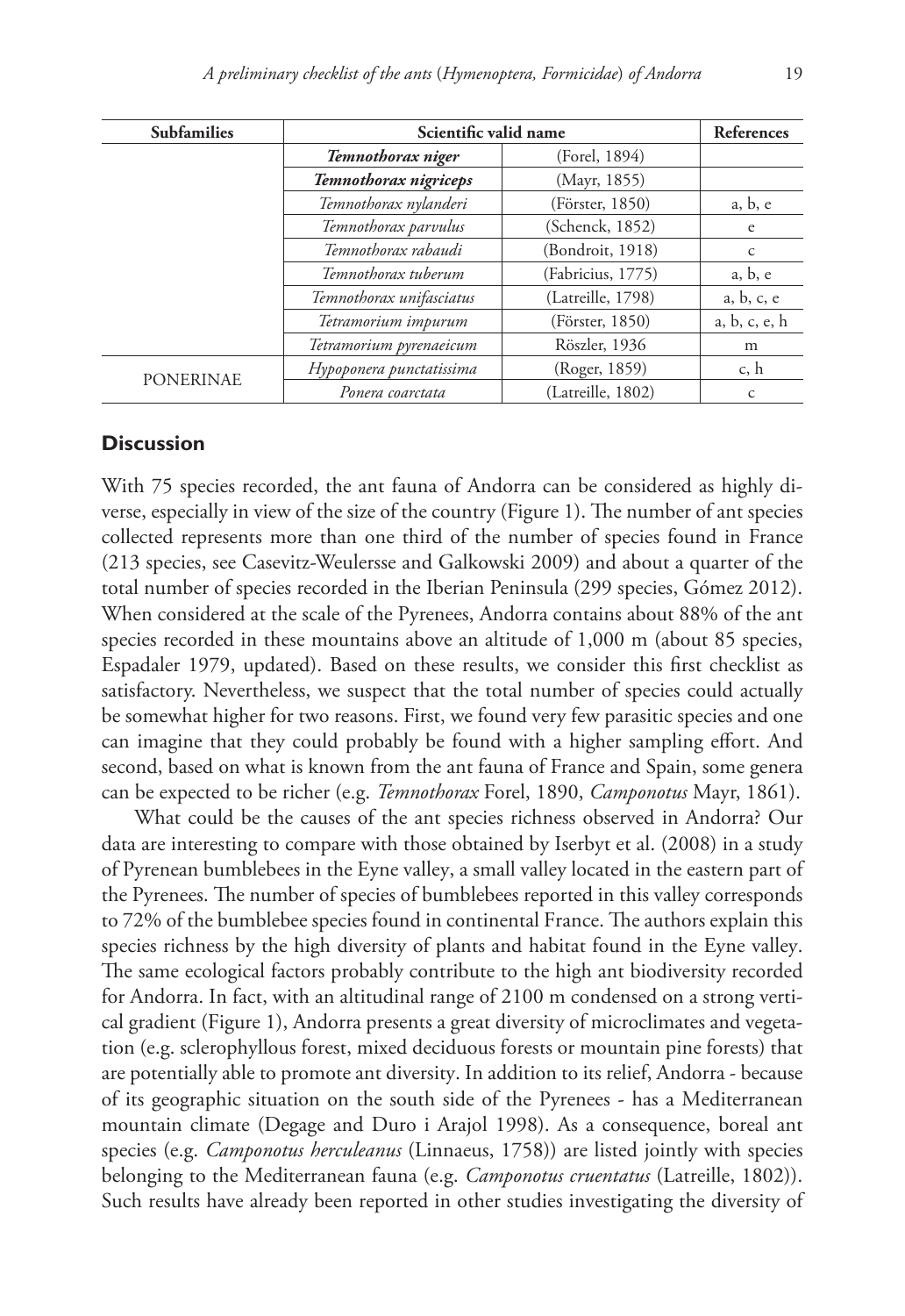| Subfamilies | Scientific valid name | | References |
|---|---|---|---|
| | ***Temnothorax niger*** | (Forel, 1894) | |
| | ***Temnothorax nigriceps*** | (Mayr, 1855) | |
| | *Temnothorax nylanderi* | (Förster, 1850) | a, b, e |
| | *Temnothorax parvulus* | (Schenck, 1852) | e |
| | *Temnothorax rabaudi* | (Bondroit, 1918) | c |
| | *Temnothorax tuberum* | (Fabricius, 1775) | a, b, e |
| | *Temnothorax unifasciatus* | (Latreille, 1798) | a, b, c, e |
| | *Tetramorium impurum* | (Förster, 1850) | a, b, c, e, h |
| | *Tetramorium pyrenaeicum* | Röszler, 1936 | m |
| PONERINAE | *Hypoponera punctatissima* | (Roger, 1859) | c, h |
| | *Ponera coarctata* | (Latreille, 1802) | c |

## Discussion

With 75 species recorded, the ant fauna of Andorra can be considered as highly diverse, especially in view of the size of the country (Figure 1). The number of ant species collected represents more than one third of the number of species found in France (213 species, see Casevitz-Weulersse and Galkowski 2009) and about a quarter of the total number of species recorded in the Iberian Peninsula (299 species, Gómez 2012). When considered at the scale of the Pyrenees, Andorra contains about 88% of the ant species recorded in these mountains above an altitude of 1,000 m (about 85 species, Espadaler 1979, updated). Based on these results, we consider this first checklist as satisfactory. Nevertheless, we suspect that the total number of species could actually be somewhat higher for two reasons. First, we found very few parasitic species and one can imagine that they could probably be found with a higher sampling effort. And second, based on what is known from the ant fauna of France and Spain, some genera can be expected to be richer (e.g. *Temnothorax* Forel, 1890, *Camponotus* Mayr, 1861).

What could be the causes of the ant species richness observed in Andorra? Our data are interesting to compare with those obtained by Iserbyt et al. (2008) in a study of Pyrenean bumblebees in the Eyne valley, a small valley located in the eastern part of the Pyrenees. The number of species of bumblebees reported in this valley corresponds to 72% of the bumblebee species found in continental France. The authors explain this species richness by the high diversity of plants and habitat found in the Eyne valley. The same ecological factors probably contribute to the high ant biodiversity recorded for Andorra. In fact, with an altitudinal range of 2100 m condensed on a strong vertical gradient (Figure 1), Andorra presents a great diversity of microclimates and vegetation (e.g. sclerophyllous forest, mixed deciduous forests or mountain pine forests) that are potentially able to promote ant diversity. In addition to its relief, Andorra - because of its geographic situation on the south side of the Pyrenees - has a Mediterranean mountain climate (Degage and Duro i Arajol 1998). As a consequence, boreal ant species (e.g. *Camponotus herculeanus* (Linnaeus, 1758)) are listed jointly with species belonging to the Mediterranean fauna (e.g. *Camponotus cruentatus* (Latreille, 1802)). Such results have already been reported in other studies investigating the diversity of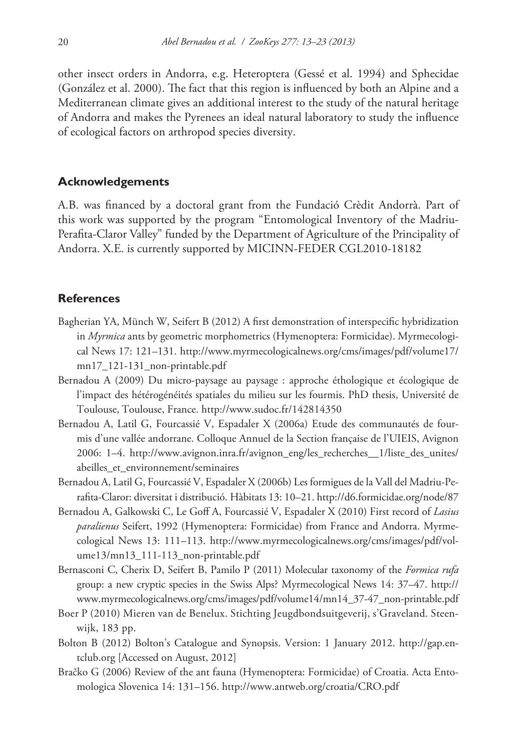other insect orders in Andorra, e.g. Heteroptera (Gessé et al. 1994) and Sphecidae (González et al. 2000). The fact that this region is influenced by both an Alpine and a Mediterranean climate gives an additional interest to the study of the natural heritage of Andorra and makes the Pyrenees an ideal natural laboratory to study the influence of ecological factors on arthropod species diversity.

## Acknowledgements

A.B. was financed by a doctoral grant from the Fundació Crèdit Andorrà. Part of this work was supported by the program "Entomological Inventory of the Madriu-Perafita-Claror Valley" funded by the Department of Agriculture of the Principality of Andorra. X.E. is currently supported by MICINN-FEDER CGL2010-18182

## References

- Bagherian YA, Münch W, Seifert B (2012) A first demonstration of interspecific hybridization in *Myrmica* ants by geometric morphometrics (Hymenoptera: Formicidae). Myrmecological News 17: 121–131. http://www.myrmecologicalnews.org/cms/images/pdf/volume17/mn17_121-131_non-printable.pdf
- Bernadou A (2009) Du micro-paysage au paysage : approche éthologique et écologique de l'impact des hétérogénéités spatiales du milieu sur les fourmis. PhD thesis, Université de Toulouse, Toulouse, France. http://www.sudoc.fr/142814350
- Bernadou A, Latil G, Fourcassié V, Espadaler X (2006a) Etude des communautés de fourmis d'une vallée andorrane. Colloque Annuel de la Section française de l'UIEIS, Avignon 2006: 1–4. http://www.avignon.inra.fr/avignon_eng/les_recherches__1/liste_des_unites/abeilles_et_environnement/seminaires
- Bernadou A, Latil G, Fourcassié V, Espadaler X (2006b) Les formigues de la Vall del Madriu-Perafita-Claror: diversitat i distribució. Hàbitats 13: 10–21. http://d6.formicidae.org/node/87
- Bernadou A, Galkowski C, Le Goff A, Fourcassié V, Espadaler X (2010) First record of *Lasius paralienus* Seifert, 1992 (Hymenoptera: Formicidae) from France and Andorra. Myrmecological News 13: 111–113. http://www.myrmecologicalnews.org/cms/images/pdf/volume13/mn13_111-113_non-printable.pdf
- Bernasconi C, Cherix D, Seifert B, Pamilo P (2011) Molecular taxonomy of the *Formica rufa* group: a new cryptic species in the Swiss Alps? Myrmecological News 14: 37–47. http://www.myrmecologicalnews.org/cms/images/pdf/volume14/mn14_37-47_non-printable.pdf
- Boer P (2010) Mieren van de Benelux. Stichting Jeugdbondsuitgeverij, s'Graveland. Steenwijk, 183 pp.
- Bolton B (2012) Bolton's Catalogue and Synopsis. Version: 1 January 2012. http://gap.entclub.org [Accessed on August, 2012]
- Bračko G (2006) Review of the ant fauna (Hymenoptera: Formicidae) of Croatia. Acta Entomologica Slovenica 14: 131–156. http://www.antweb.org/croatia/CRO.pdf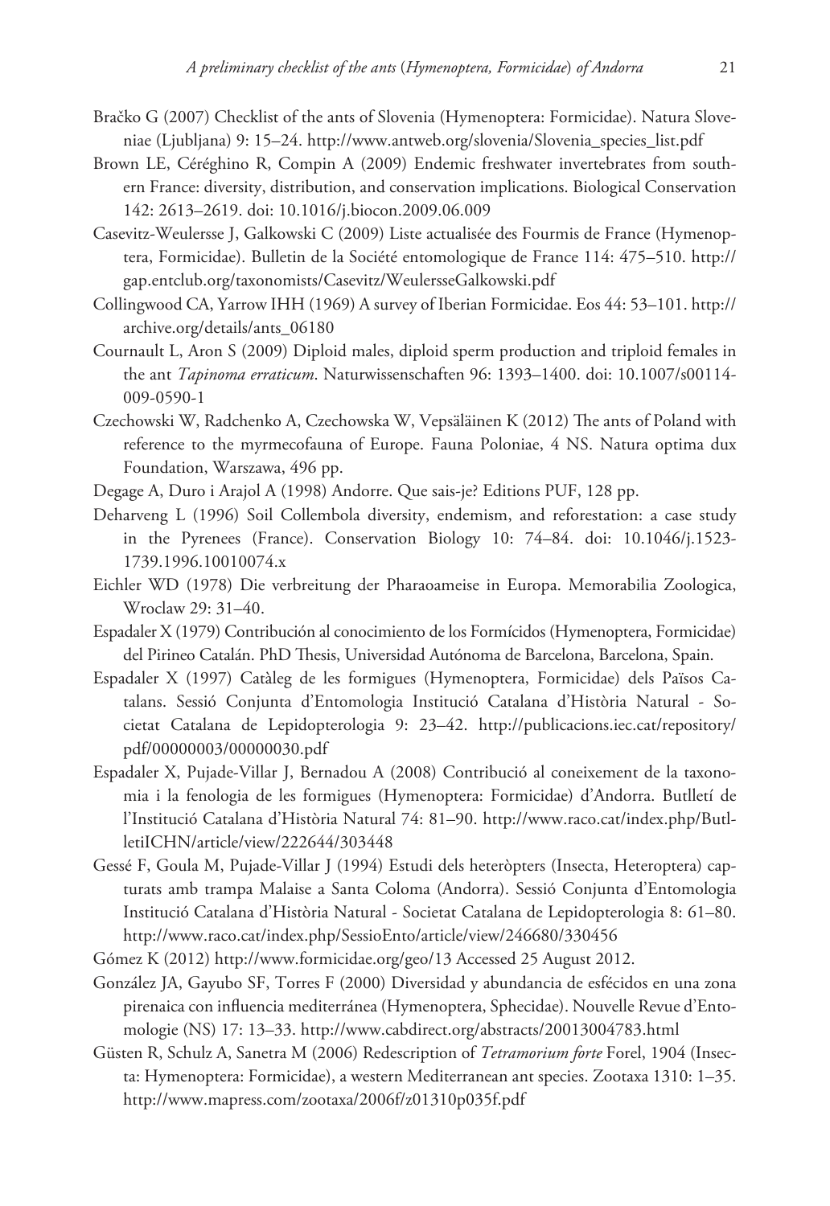Bračko G (2007) Checklist of the ants of Slovenia (Hymenoptera: Formicidae). Natura Sloveniae (Ljubljana) 9: 15–24. http://www.antweb.org/slovenia/Slovenia_species_list.pdf

Brown LE, Céréghino R, Compin A (2009) Endemic freshwater invertebrates from southern France: diversity, distribution, and conservation implications. Biological Conservation 142: 2613–2619. doi: 10.1016/j.biocon.2009.06.009

Casevitz-Weulersse J, Galkowski C (2009) Liste actualisée des Fourmis de France (Hymenoptera, Formicidae). Bulletin de la Société entomologique de France 114: 475–510. http://gap.entclub.org/taxonomists/Casevitz/WeulersseGalkowski.pdf

Collingwood CA, Yarrow IHH (1969) A survey of Iberian Formicidae. Eos 44: 53–101. http://archive.org/details/ants_06180

Cournault L, Aron S (2009) Diploid males, diploid sperm production and triploid females in the ant *Tapinoma erraticum*. Naturwissenschaften 96: 1393–1400. doi: 10.1007/s00114-009-0590-1

Czechowski W, Radchenko A, Czechowska W, Vepsäläinen K (2012) The ants of Poland with reference to the myrmecofauna of Europe. Fauna Poloniae, 4 NS. Natura optima dux Foundation, Warszawa, 496 pp.

Degage A, Duro i Arajol A (1998) Andorre. Que sais-je? Editions PUF, 128 pp.

Deharveng L (1996) Soil Collembola diversity, endemism, and reforestation: a case study in the Pyrenees (France). Conservation Biology 10: 74–84. doi: 10.1046/j.1523-1739.1996.10010074.x

Eichler WD (1978) Die verbreitung der Pharaoameise in Europa. Memorabilia Zoologica, Wroclaw 29: 31–40.

Espadaler X (1979) Contribución al conocimiento de los Formícidos (Hymenoptera, Formicidae) del Pirineo Catalán. PhD Thesis, Universidad Autónoma de Barcelona, Barcelona, Spain.

Espadaler X (1997) Catàleg de les formigues (Hymenoptera, Formicidae) dels Països Catalans. Sessió Conjunta d'Entomologia Institució Catalana d'Història Natural - Societat Catalana de Lepidopterologia 9: 23–42. http://publicacions.iec.cat/repository/pdf/00000003/00000030.pdf

Espadaler X, Pujade-Villar J, Bernadou A (2008) Contribució al coneixement de la taxonomia i la fenologia de les formigues (Hymenoptera: Formicidae) d'Andorra. Butlletí de l'Institució Catalana d'Història Natural 74: 81–90. http://www.raco.cat/index.php/ButlletiICHN/article/view/222644/303448

Gessé F, Goula M, Pujade-Villar J (1994) Estudi dels heteròpters (Insecta, Heteroptera) capturats amb trampa Malaise a Santa Coloma (Andorra). Sessió Conjunta d'Entomologia Institució Catalana d'Història Natural - Societat Catalana de Lepidopterologia 8: 61–80. http://www.raco.cat/index.php/SessioEnto/article/view/246680/330456

Gómez K (2012) http://www.formicidae.org/geo/13 Accessed 25 August 2012.

González JA, Gayubo SF, Torres F (2000) Diversidad y abundancia de esfécidos en una zona pirenaica con influencia mediterránea (Hymenoptera, Sphecidae). Nouvelle Revue d'Entomologie (NS) 17: 13–33. http://www.cabdirect.org/abstracts/20013004783.html

Güsten R, Schulz A, Sanetra M (2006) Redescription of *Tetramorium forte* Forel, 1904 (Insecta: Hymenoptera: Formicidae), a western Mediterranean ant species. Zootaxa 1310: 1–35. http://www.mapress.com/zootaxa/2006f/z01310p035f.pdf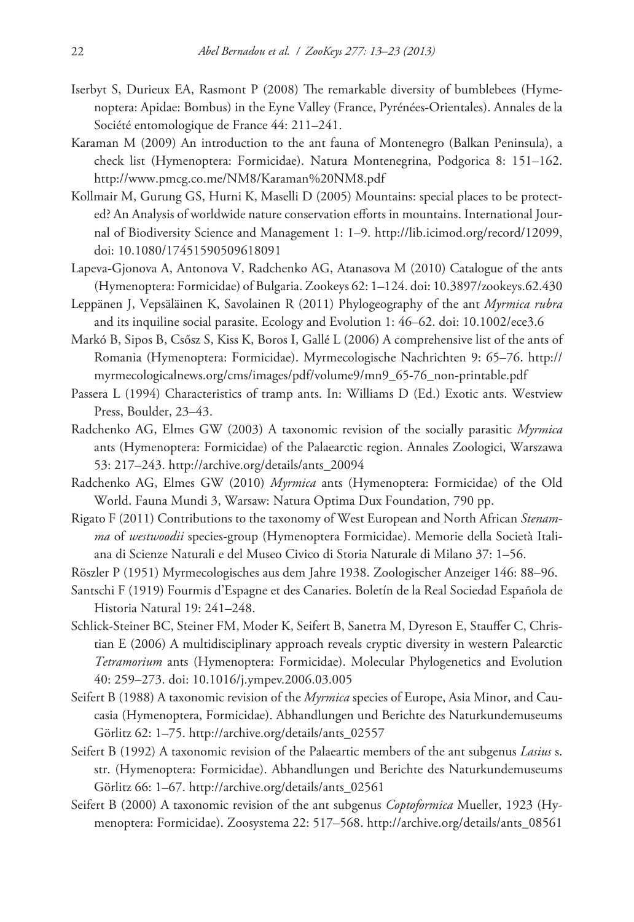Iserbyt S, Durieux EA, Rasmont P (2008) The remarkable diversity of bumblebees (Hymenoptera: Apidae: Bombus) in the Eyne Valley (France, Pyrénées-Orientales). Annales de la Société entomologique de France 44: 211–241.

Karaman M (2009) An introduction to the ant fauna of Montenegro (Balkan Peninsula), a check list (Hymenoptera: Formicidae). Natura Montenegrina, Podgorica 8: 151–162. http://www.pmcg.co.me/NM8/Karaman%20NM8.pdf

Kollmair M, Gurung GS, Hurni K, Maselli D (2005) Mountains: special places to be protected? An Analysis of worldwide nature conservation efforts in mountains. International Journal of Biodiversity Science and Management 1: 1–9. http://lib.icimod.org/record/12099, doi: 10.1080/17451590509618091

Lapeva-Gjonova A, Antonova V, Radchenko AG, Atanasova M (2010) Catalogue of the ants (Hymenoptera: Formicidae) of Bulgaria. Zookeys 62: 1–124. doi: 10.3897/zookeys.62.430

Leppänen J, Vepsäläinen K, Savolainen R (2011) Phylogeography of the ant *Myrmica rubra* and its inquiline social parasite. Ecology and Evolution 1: 46–62. doi: 10.1002/ece3.6

Markó B, Sipos B, Csősz S, Kiss K, Boros I, Gallé L (2006) A comprehensive list of the ants of Romania (Hymenoptera: Formicidae). Myrmecologische Nachrichten 9: 65–76. http://myrmecologicalnews.org/cms/images/pdf/volume9/mn9_65-76_non-printable.pdf

Passera L (1994) Characteristics of tramp ants. In: Williams D (Ed.) Exotic ants. Westview Press, Boulder, 23–43.

Radchenko AG, Elmes GW (2003) A taxonomic revision of the socially parasitic *Myrmica* ants (Hymenoptera: Formicidae) of the Palaearctic region. Annales Zoologici, Warszawa 53: 217–243. http://archive.org/details/ants_20094

Radchenko AG, Elmes GW (2010) *Myrmica* ants (Hymenoptera: Formicidae) of the Old World. Fauna Mundi 3, Warsaw: Natura Optima Dux Foundation, 790 pp.

Rigato F (2011) Contributions to the taxonomy of West European and North African *Stenamma* of *westwoodii* species-group (Hymenoptera Formicidae). Memorie della Società Italiana di Scienze Naturali e del Museo Civico di Storia Naturale di Milano 37: 1–56.

Röszler P (1951) Myrmecologisches aus dem Jahre 1938. Zoologischer Anzeiger 146: 88–96.

Santschi F (1919) Fourmis d'Espagne et des Canaries. Boletín de la Real Sociedad Española de Historia Natural 19: 241–248.

Schlick-Steiner BC, Steiner FM, Moder K, Seifert B, Sanetra M, Dyreson E, Stauffer C, Christian E (2006) A multidisciplinary approach reveals cryptic diversity in western Palearctic *Tetramorium* ants (Hymenoptera: Formicidae). Molecular Phylogenetics and Evolution 40: 259–273. doi: 10.1016/j.ympev.2006.03.005

Seifert B (1988) A taxonomic revision of the *Myrmica* species of Europe, Asia Minor, and Caucasia (Hymenoptera, Formicidae). Abhandlungen und Berichte des Naturkundemuseums Görlitz 62: 1–75. http://archive.org/details/ants_02557

Seifert B (1992) A taxonomic revision of the Palaeartic members of the ant subgenus *Lasius* s. str. (Hymenoptera: Formicidae). Abhandlungen und Berichte des Naturkundemuseums Görlitz 66: 1–67. http://archive.org/details/ants_02561

Seifert B (2000) A taxonomic revision of the ant subgenus *Coptoformica* Mueller, 1923 (Hymenoptera: Formicidae). Zoosystema 22: 517–568. http://archive.org/details/ants_08561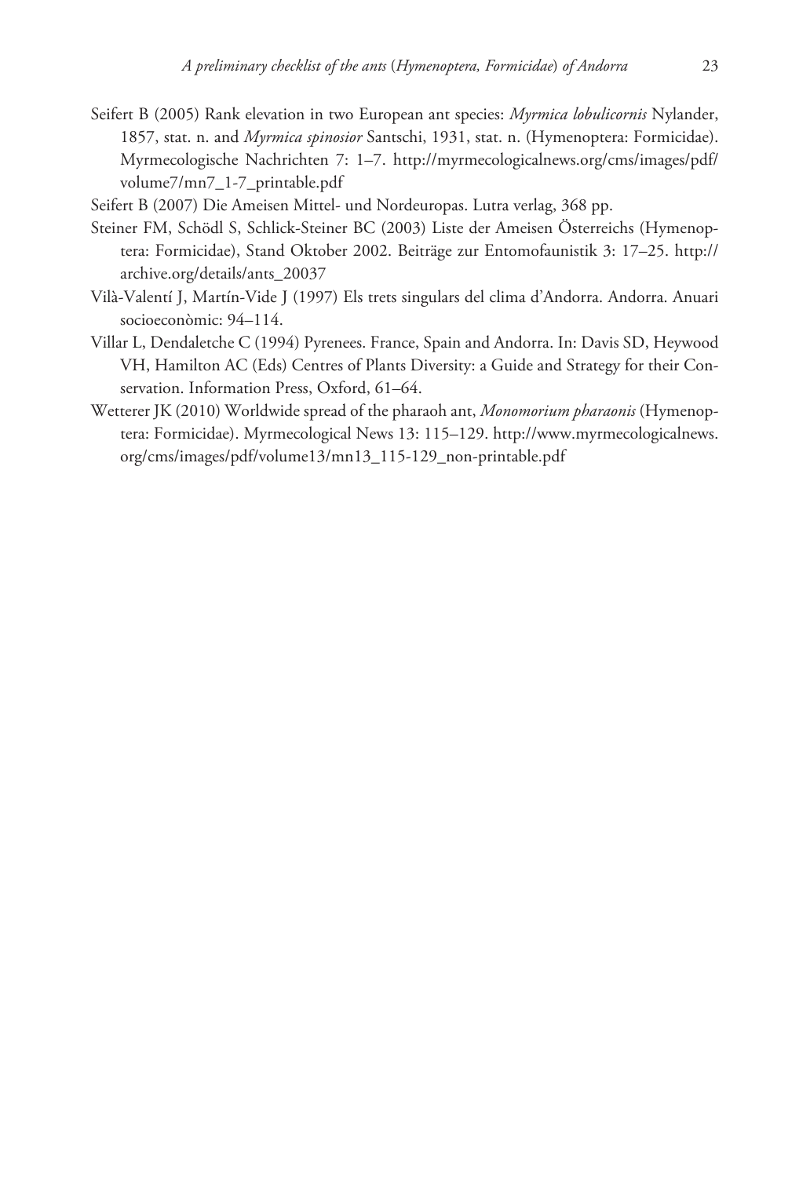Seifert B (2005) Rank elevation in two European ant species: *Myrmica lobulicornis* Nylander, 1857, stat. n. and *Myrmica spinosior* Santschi, 1931, stat. n. (Hymenoptera: Formicidae). Myrmecologische Nachrichten 7: 1–7. http://myrmecologicalnews.org/cms/images/pdf/volume7/mn7_1-7_printable.pdf

Seifert B (2007) Die Ameisen Mittel- und Nordeuropas. Lutra verlag, 368 pp.

Steiner FM, Schödl S, Schlick-Steiner BC (2003) Liste der Ameisen Österreichs (Hymenoptera: Formicidae), Stand Oktober 2002. Beiträge zur Entomofaunistik 3: 17–25. http://archive.org/details/ants_20037

Vilà-Valentí J, Martín-Vide J (1997) Els trets singulars del clima d'Andorra. Andorra. Anuari socioeconòmic: 94–114.

Villar L, Dendaletche C (1994) Pyrenees. France, Spain and Andorra. In: Davis SD, Heywood VH, Hamilton AC (Eds) Centres of Plants Diversity: a Guide and Strategy for their Conservation. Information Press, Oxford, 61–64.

Wetterer JK (2010) Worldwide spread of the pharaoh ant, *Monomorium pharaonis* (Hymenoptera: Formicidae). Myrmecological News 13: 115–129. http://www.myrmecologicalnews.org/cms/images/pdf/volume13/mn13_115-129_non-printable.pdf